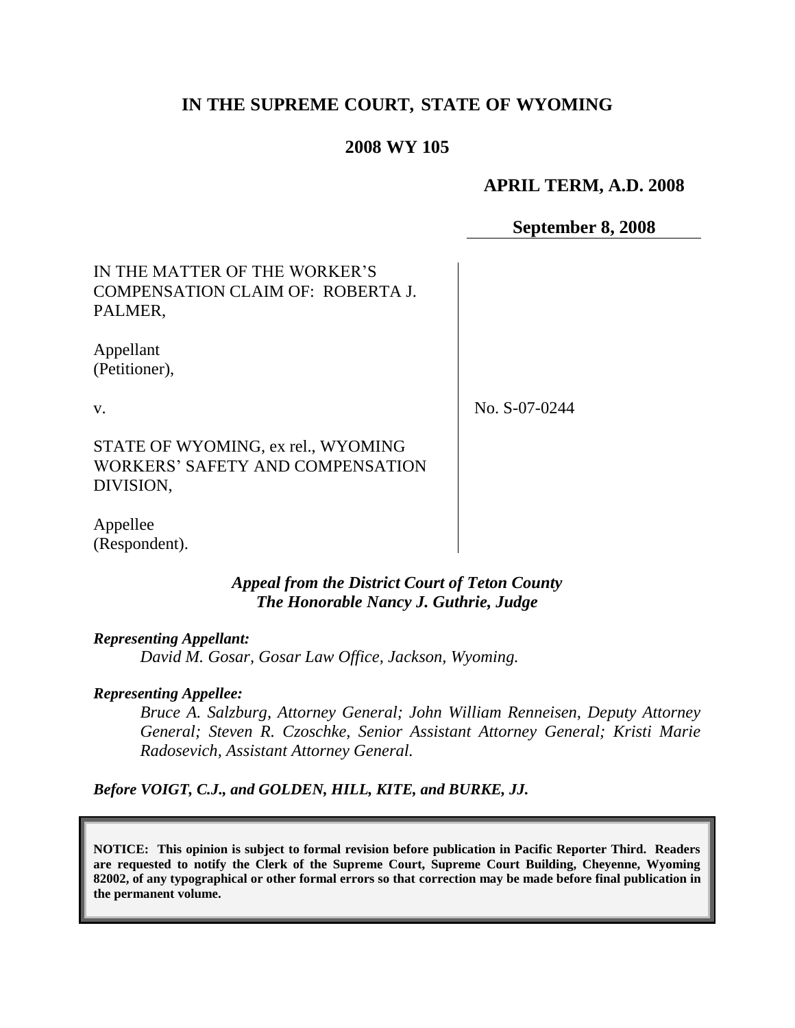# IN THE SUPREME COURT, STATE OF WYOMING

## 2008 WY 105

**APRIL TERM, A.D. 2008**

**September 8, 2008**

| | |
|---|---|
| IN THE MATTER OF THE WORKER'S COMPENSATION CLAIM OF: ROBERTA J. PALMER,<br><br>Appellant (Petitioner),<br><br>v.<br><br>STATE OF WYOMING, ex rel., WYOMING WORKERS' SAFETY AND COMPENSATION DIVISION,<br><br>Appellee (Respondent). | No. S-07-0244 |

***Appeal from the District Court of Teton County***
***The Honorable Nancy J. Guthrie, Judge***

***Representing Appellant:***

*David M. Gosar, Gosar Law Office, Jackson, Wyoming.*

***Representing Appellee:***

*Bruce A. Salzburg, Attorney General; John William Renneisen, Deputy Attorney General; Steven R. Czoschke, Senior Assistant Attorney General; Kristi Marie Radosevich, Assistant Attorney General.*

***Before VOIGT, C.J., and GOLDEN, HILL, KITE, and BURKE, JJ.***

**NOTICE: This opinion is subject to formal revision before publication in Pacific Reporter Third. Readers are requested to notify the Clerk of the Supreme Court, Supreme Court Building, Cheyenne, Wyoming 82002, of any typographical or other formal errors so that correction may be made before final publication in the permanent volume.**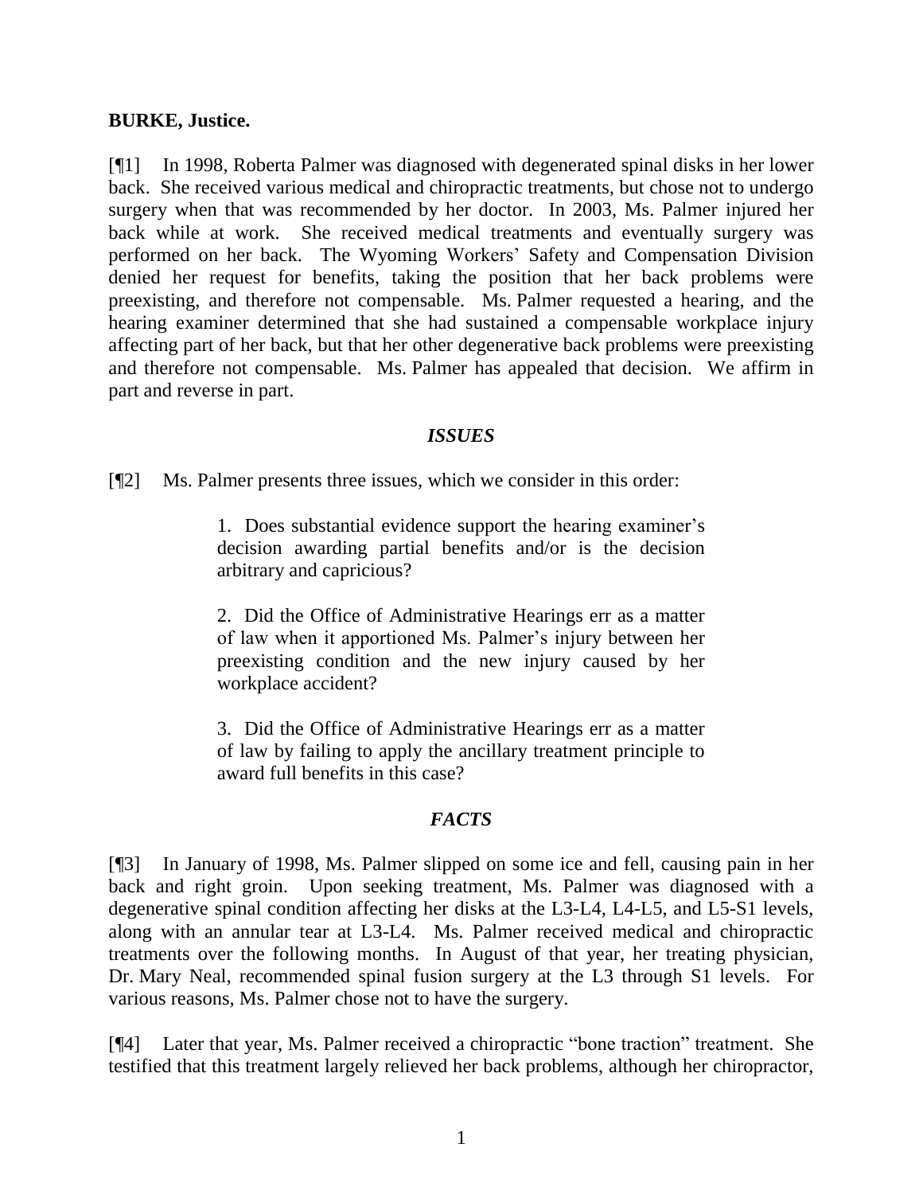**BURKE, Justice.**

[¶1] In 1998, Roberta Palmer was diagnosed with degenerated spinal disks in her lower back. She received various medical and chiropractic treatments, but chose not to undergo surgery when that was recommended by her doctor. In 2003, Ms. Palmer injured her back while at work. She received medical treatments and eventually surgery was performed on her back. The Wyoming Workers' Safety and Compensation Division denied her request for benefits, taking the position that her back problems were preexisting, and therefore not compensable. Ms. Palmer requested a hearing, and the hearing examiner determined that she had sustained a compensable workplace injury affecting part of her back, but that her other degenerative back problems were preexisting and therefore not compensable. Ms. Palmer has appealed that decision. We affirm in part and reverse in part.

## *ISSUES*

[¶2] Ms. Palmer presents three issues, which we consider in this order:

> 1. Does substantial evidence support the hearing examiner's decision awarding partial benefits and/or is the decision arbitrary and capricious?
>
> 2. Did the Office of Administrative Hearings err as a matter of law when it apportioned Ms. Palmer's injury between her preexisting condition and the new injury caused by her workplace accident?
>
> 3. Did the Office of Administrative Hearings err as a matter of law by failing to apply the ancillary treatment principle to award full benefits in this case?

## *FACTS*

[¶3] In January of 1998, Ms. Palmer slipped on some ice and fell, causing pain in her back and right groin. Upon seeking treatment, Ms. Palmer was diagnosed with a degenerative spinal condition affecting her disks at the L3-L4, L4-L5, and L5-S1 levels, along with an annular tear at L3-L4. Ms. Palmer received medical and chiropractic treatments over the following months. In August of that year, her treating physician, Dr. Mary Neal, recommended spinal fusion surgery at the L3 through S1 levels. For various reasons, Ms. Palmer chose not to have the surgery.

[¶4] Later that year, Ms. Palmer received a chiropractic "bone traction" treatment. She testified that this treatment largely relieved her back problems, although her chiropractor,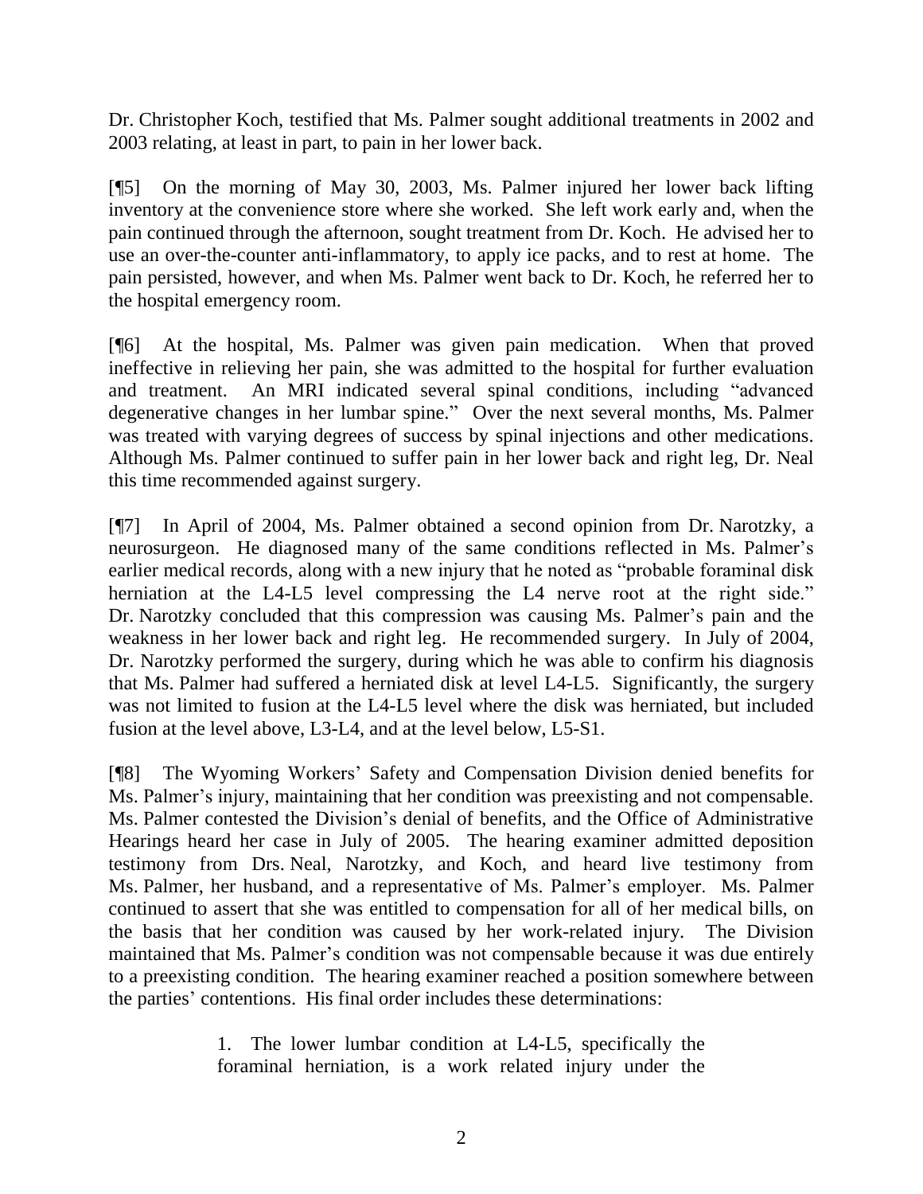Dr. Christopher Koch, testified that Ms. Palmer sought additional treatments in 2002 and 2003 relating, at least in part, to pain in her lower back.

[¶5] On the morning of May 30, 2003, Ms. Palmer injured her lower back lifting inventory at the convenience store where she worked. She left work early and, when the pain continued through the afternoon, sought treatment from Dr. Koch. He advised her to use an over-the-counter anti-inflammatory, to apply ice packs, and to rest at home. The pain persisted, however, and when Ms. Palmer went back to Dr. Koch, he referred her to the hospital emergency room.

[¶6] At the hospital, Ms. Palmer was given pain medication. When that proved ineffective in relieving her pain, she was admitted to the hospital for further evaluation and treatment. An MRI indicated several spinal conditions, including "advanced degenerative changes in her lumbar spine." Over the next several months, Ms. Palmer was treated with varying degrees of success by spinal injections and other medications. Although Ms. Palmer continued to suffer pain in her lower back and right leg, Dr. Neal this time recommended against surgery.

[¶7] In April of 2004, Ms. Palmer obtained a second opinion from Dr. Narotzky, a neurosurgeon. He diagnosed many of the same conditions reflected in Ms. Palmer's earlier medical records, along with a new injury that he noted as "probable foraminal disk herniation at the L4-L5 level compressing the L4 nerve root at the right side." Dr. Narotzky concluded that this compression was causing Ms. Palmer's pain and the weakness in her lower back and right leg. He recommended surgery. In July of 2004, Dr. Narotzky performed the surgery, during which he was able to confirm his diagnosis that Ms. Palmer had suffered a herniated disk at level L4-L5. Significantly, the surgery was not limited to fusion at the L4-L5 level where the disk was herniated, but included fusion at the level above, L3-L4, and at the level below, L5-S1.

[¶8] The Wyoming Workers' Safety and Compensation Division denied benefits for Ms. Palmer's injury, maintaining that her condition was preexisting and not compensable. Ms. Palmer contested the Division's denial of benefits, and the Office of Administrative Hearings heard her case in July of 2005. The hearing examiner admitted deposition testimony from Drs. Neal, Narotzky, and Koch, and heard live testimony from Ms. Palmer, her husband, and a representative of Ms. Palmer's employer. Ms. Palmer continued to assert that she was entitled to compensation for all of her medical bills, on the basis that her condition was caused by her work-related injury. The Division maintained that Ms. Palmer's condition was not compensable because it was due entirely to a preexisting condition. The hearing examiner reached a position somewhere between the parties' contentions. His final order includes these determinations:

> 1. The lower lumbar condition at L4-L5, specifically the foraminal herniation, is a work related injury under the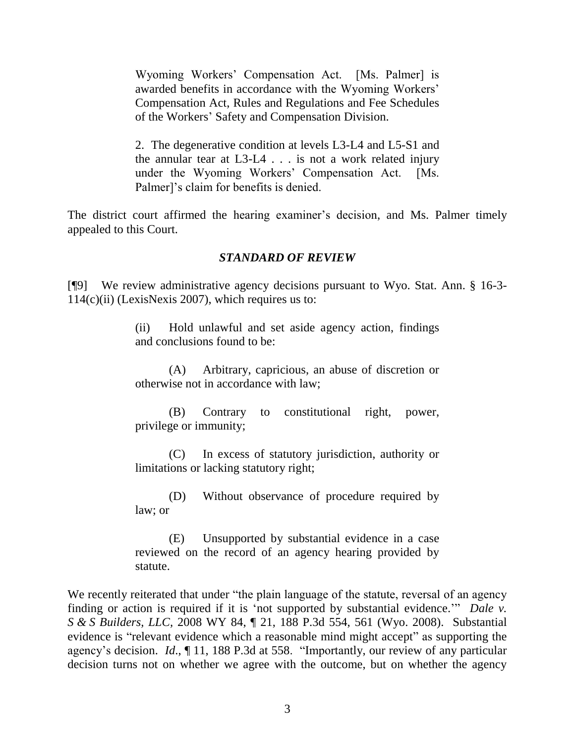> Wyoming Workers' Compensation Act. [Ms. Palmer] is awarded benefits in accordance with the Wyoming Workers' Compensation Act, Rules and Regulations and Fee Schedules of the Workers' Safety and Compensation Division.
>
> 2. The degenerative condition at levels L3-L4 and L5-S1 and the annular tear at L3-L4 . . . is not a work related injury under the Wyoming Workers' Compensation Act. [Ms. Palmer]'s claim for benefits is denied.

The district court affirmed the hearing examiner's decision, and Ms. Palmer timely appealed to this Court.

### *STANDARD OF REVIEW*

[¶9] We review administrative agency decisions pursuant to Wyo. Stat. Ann. § 16-3-114(c)(ii) (LexisNexis 2007), which requires us to:

> (ii) Hold unlawful and set aside agency action, findings and conclusions found to be:
>
> (A) Arbitrary, capricious, an abuse of discretion or otherwise not in accordance with law;
>
> (B) Contrary to constitutional right, power, privilege or immunity;
>
> (C) In excess of statutory jurisdiction, authority or limitations or lacking statutory right;
>
> (D) Without observance of procedure required by law; or
>
> (E) Unsupported by substantial evidence in a case reviewed on the record of an agency hearing provided by statute.

We recently reiterated that under "the plain language of the statute, reversal of an agency finding or action is required if it is 'not supported by substantial evidence.'" *Dale v. S & S Builders, LLC*, 2008 WY 84, ¶ 21, 188 P.3d 554, 561 (Wyo. 2008). Substantial evidence is "relevant evidence which a reasonable mind might accept" as supporting the agency's decision. *Id.*, ¶ 11, 188 P.3d at 558. "Importantly, our review of any particular decision turns not on whether we agree with the outcome, but on whether the agency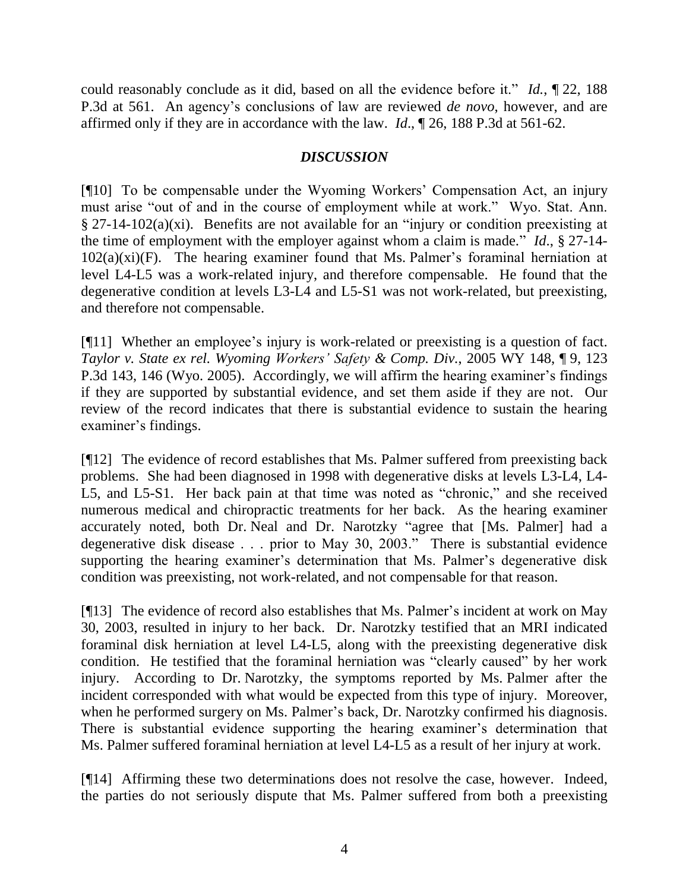could reasonably conclude as it did, based on all the evidence before it." *Id.*, ¶ 22, 188 P.3d at 561. An agency's conclusions of law are reviewed *de novo*, however, and are affirmed only if they are in accordance with the law. *Id*., ¶ 26, 188 P.3d at 561-62.

## *DISCUSSION*

[¶10] To be compensable under the Wyoming Workers' Compensation Act, an injury must arise "out of and in the course of employment while at work." Wyo. Stat. Ann. § 27-14-102(a)(xi). Benefits are not available for an "injury or condition preexisting at the time of employment with the employer against whom a claim is made." *Id*., § 27-14-102(a)(xi)(F). The hearing examiner found that Ms. Palmer's foraminal herniation at level L4-L5 was a work-related injury, and therefore compensable. He found that the degenerative condition at levels L3-L4 and L5-S1 was not work-related, but preexisting, and therefore not compensable.

[¶11] Whether an employee's injury is work-related or preexisting is a question of fact. *Taylor v. State ex rel. Wyoming Workers' Safety & Comp. Div.*, 2005 WY 148, ¶ 9, 123 P.3d 143, 146 (Wyo. 2005). Accordingly, we will affirm the hearing examiner's findings if they are supported by substantial evidence, and set them aside if they are not. Our review of the record indicates that there is substantial evidence to sustain the hearing examiner's findings.

[¶12] The evidence of record establishes that Ms. Palmer suffered from preexisting back problems. She had been diagnosed in 1998 with degenerative disks at levels L3-L4, L4-L5, and L5-S1. Her back pain at that time was noted as "chronic," and she received numerous medical and chiropractic treatments for her back. As the hearing examiner accurately noted, both Dr. Neal and Dr. Narotzky "agree that [Ms. Palmer] had a degenerative disk disease . . . prior to May 30, 2003." There is substantial evidence supporting the hearing examiner's determination that Ms. Palmer's degenerative disk condition was preexisting, not work-related, and not compensable for that reason.

[¶13] The evidence of record also establishes that Ms. Palmer's incident at work on May 30, 2003, resulted in injury to her back. Dr. Narotzky testified that an MRI indicated foraminal disk herniation at level L4-L5, along with the preexisting degenerative disk condition. He testified that the foraminal herniation was "clearly caused" by her work injury. According to Dr. Narotzky, the symptoms reported by Ms. Palmer after the incident corresponded with what would be expected from this type of injury. Moreover, when he performed surgery on Ms. Palmer's back, Dr. Narotzky confirmed his diagnosis. There is substantial evidence supporting the hearing examiner's determination that Ms. Palmer suffered foraminal herniation at level L4-L5 as a result of her injury at work.

[¶14] Affirming these two determinations does not resolve the case, however. Indeed, the parties do not seriously dispute that Ms. Palmer suffered from both a preexisting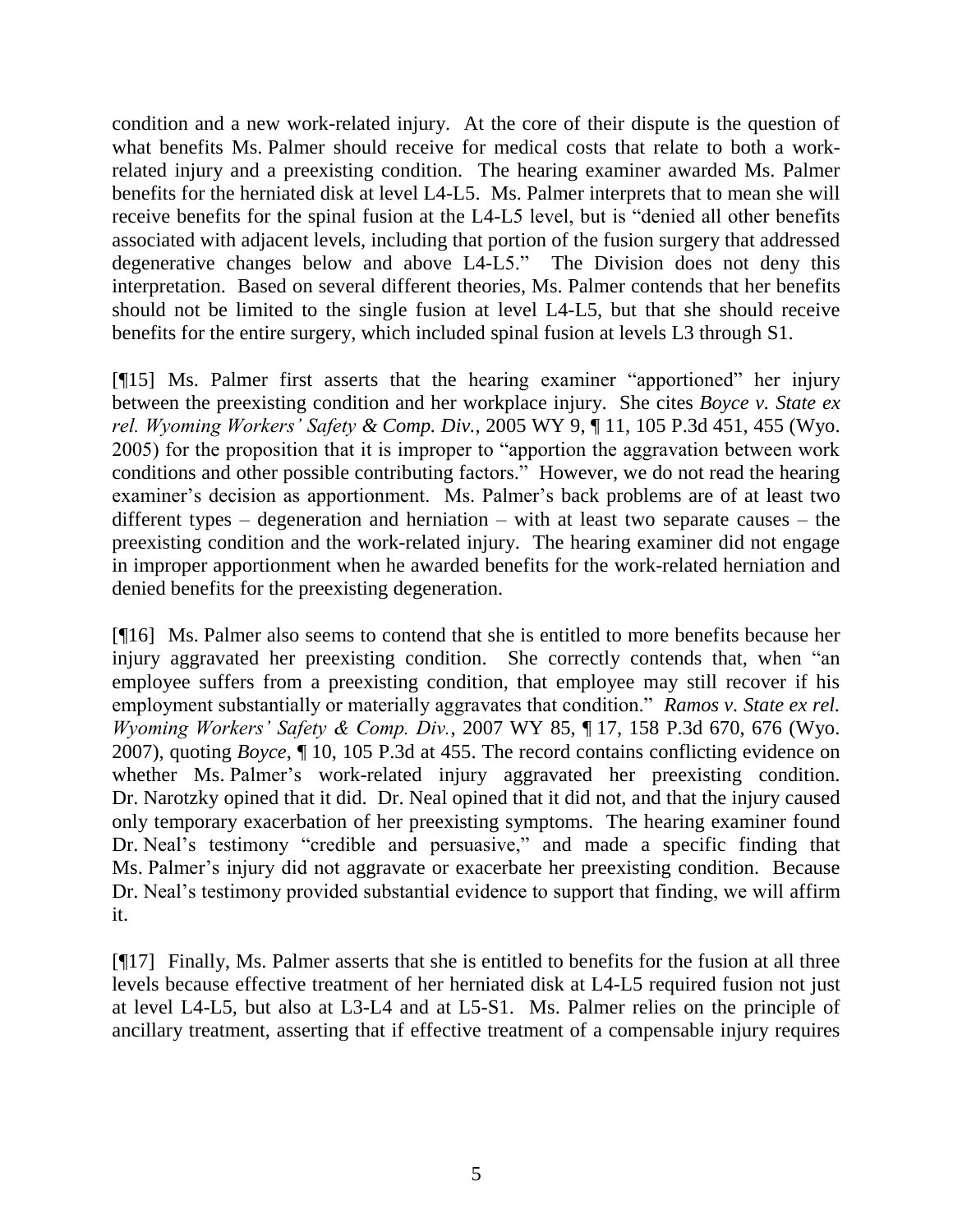condition and a new work-related injury. At the core of their dispute is the question of what benefits Ms. Palmer should receive for medical costs that relate to both a work-related injury and a preexisting condition. The hearing examiner awarded Ms. Palmer benefits for the herniated disk at level L4-L5. Ms. Palmer interprets that to mean she will receive benefits for the spinal fusion at the L4-L5 level, but is "denied all other benefits associated with adjacent levels, including that portion of the fusion surgery that addressed degenerative changes below and above L4-L5." The Division does not deny this interpretation. Based on several different theories, Ms. Palmer contends that her benefits should not be limited to the single fusion at level L4-L5, but that she should receive benefits for the entire surgery, which included spinal fusion at levels L3 through S1.

[¶15] Ms. Palmer first asserts that the hearing examiner "apportioned" her injury between the preexisting condition and her workplace injury. She cites *Boyce v. State ex rel. Wyoming Workers' Safety & Comp. Div.*, 2005 WY 9, ¶ 11, 105 P.3d 451, 455 (Wyo. 2005) for the proposition that it is improper to "apportion the aggravation between work conditions and other possible contributing factors." However, we do not read the hearing examiner's decision as apportionment. Ms. Palmer's back problems are of at least two different types – degeneration and herniation – with at least two separate causes – the preexisting condition and the work-related injury. The hearing examiner did not engage in improper apportionment when he awarded benefits for the work-related herniation and denied benefits for the preexisting degeneration.

[¶16] Ms. Palmer also seems to contend that she is entitled to more benefits because her injury aggravated her preexisting condition. She correctly contends that, when "an employee suffers from a preexisting condition, that employee may still recover if his employment substantially or materially aggravates that condition." *Ramos v. State ex rel. Wyoming Workers' Safety & Comp. Div.*, 2007 WY 85, ¶ 17, 158 P.3d 670, 676 (Wyo. 2007), quoting *Boyce*, ¶ 10, 105 P.3d at 455. The record contains conflicting evidence on whether Ms. Palmer's work-related injury aggravated her preexisting condition. Dr. Narotzky opined that it did. Dr. Neal opined that it did not, and that the injury caused only temporary exacerbation of her preexisting symptoms. The hearing examiner found Dr. Neal's testimony "credible and persuasive," and made a specific finding that Ms. Palmer's injury did not aggravate or exacerbate her preexisting condition. Because Dr. Neal's testimony provided substantial evidence to support that finding, we will affirm it.

[¶17] Finally, Ms. Palmer asserts that she is entitled to benefits for the fusion at all three levels because effective treatment of her herniated disk at L4-L5 required fusion not just at level L4-L5, but also at L3-L4 and at L5-S1. Ms. Palmer relies on the principle of ancillary treatment, asserting that if effective treatment of a compensable injury requires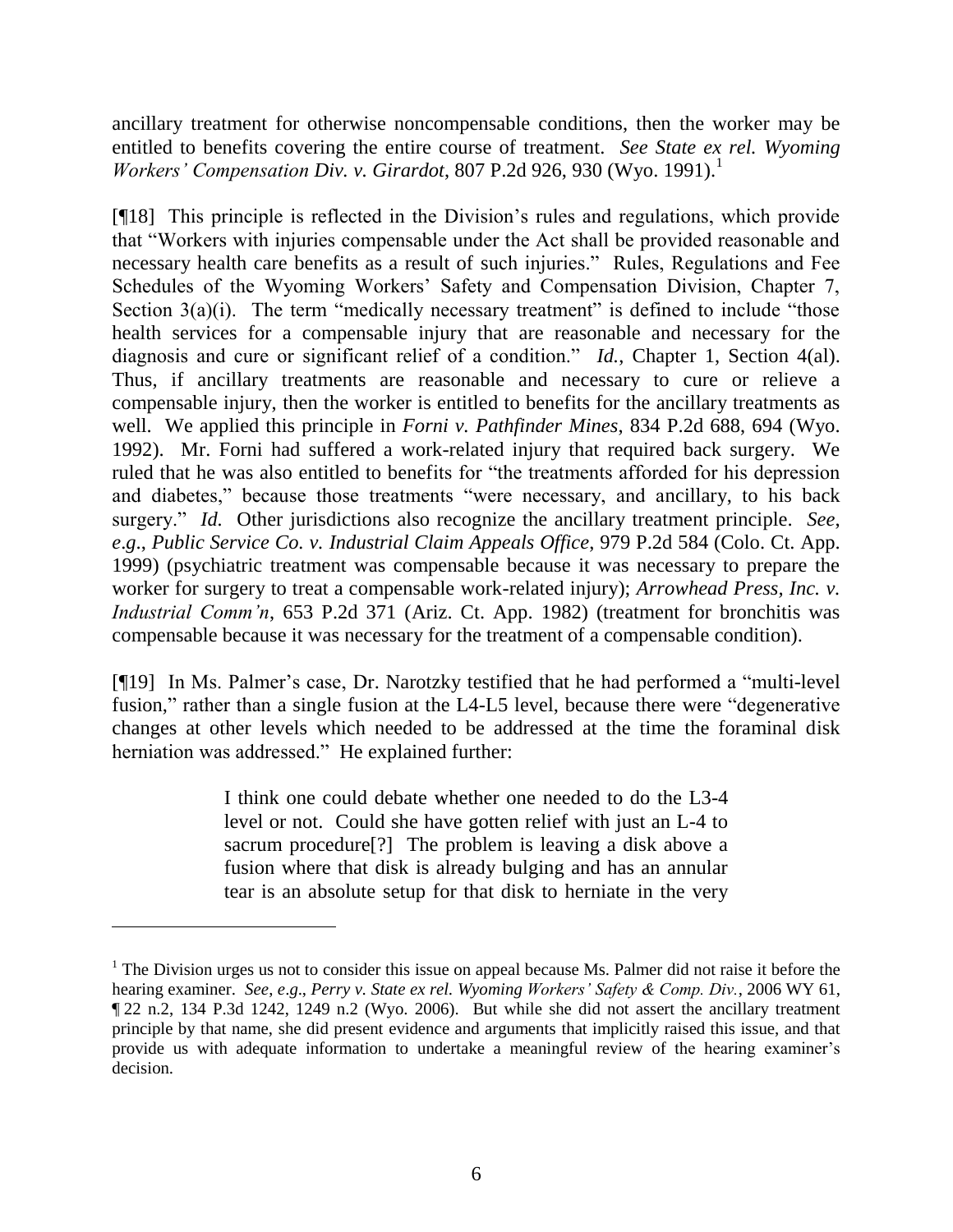ancillary treatment for otherwise noncompensable conditions, then the worker may be entitled to benefits covering the entire course of treatment. *See State ex rel. Wyoming Workers' Compensation Div. v. Girardot*, 807 P.2d 926, 930 (Wyo. 1991).[1]

[¶18] This principle is reflected in the Division's rules and regulations, which provide that "Workers with injuries compensable under the Act shall be provided reasonable and necessary health care benefits as a result of such injuries." Rules, Regulations and Fee Schedules of the Wyoming Workers' Safety and Compensation Division, Chapter 7, Section 3(a)(i). The term "medically necessary treatment" is defined to include "those health services for a compensable injury that are reasonable and necessary for the diagnosis and cure or significant relief of a condition." *Id.*, Chapter 1, Section 4(al). Thus, if ancillary treatments are reasonable and necessary to cure or relieve a compensable injury, then the worker is entitled to benefits for the ancillary treatments as well. We applied this principle in *Forni v. Pathfinder Mines*, 834 P.2d 688, 694 (Wyo. 1992). Mr. Forni had suffered a work-related injury that required back surgery. We ruled that he was also entitled to benefits for "the treatments afforded for his depression and diabetes," because those treatments "were necessary, and ancillary, to his back surgery." *Id.* Other jurisdictions also recognize the ancillary treatment principle. *See, e.g.*, *Public Service Co. v. Industrial Claim Appeals Office*, 979 P.2d 584 (Colo. Ct. App. 1999) (psychiatric treatment was compensable because it was necessary to prepare the worker for surgery to treat a compensable work-related injury); *Arrowhead Press, Inc. v. Industrial Comm'n*, 653 P.2d 371 (Ariz. Ct. App. 1982) (treatment for bronchitis was compensable because it was necessary for the treatment of a compensable condition).

[¶19] In Ms. Palmer's case, Dr. Narotzky testified that he had performed a "multi-level fusion," rather than a single fusion at the L4-L5 level, because there were "degenerative changes at other levels which needed to be addressed at the time the foraminal disk herniation was addressed." He explained further:

> I think one could debate whether one needed to do the L3-4 level or not. Could she have gotten relief with just an L-4 to sacrum procedure[?] The problem is leaving a disk above a fusion where that disk is already bulging and has an annular tear is an absolute setup for that disk to herniate in the very

---

[1] The Division urges us not to consider this issue on appeal because Ms. Palmer did not raise it before the hearing examiner. *See, e.g.*, *Perry v. State ex rel. Wyoming Workers' Safety & Comp. Div.*, 2006 WY 61, ¶ 22 n.2, 134 P.3d 1242, 1249 n.2 (Wyo. 2006). But while she did not assert the ancillary treatment principle by that name, she did present evidence and arguments that implicitly raised this issue, and that provide us with adequate information to undertake a meaningful review of the hearing examiner's decision.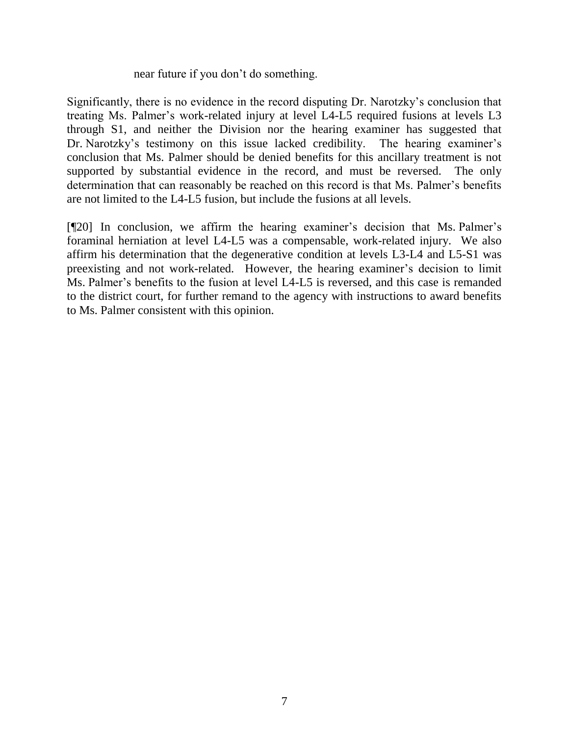> near future if you don't do something.

Significantly, there is no evidence in the record disputing Dr. Narotzky's conclusion that treating Ms. Palmer's work-related injury at level L4-L5 required fusions at levels L3 through S1, and neither the Division nor the hearing examiner has suggested that Dr. Narotzky's testimony on this issue lacked credibility. The hearing examiner's conclusion that Ms. Palmer should be denied benefits for this ancillary treatment is not supported by substantial evidence in the record, and must be reversed. The only determination that can reasonably be reached on this record is that Ms. Palmer's benefits are not limited to the L4-L5 fusion, but include the fusions at all levels.

[¶20] In conclusion, we affirm the hearing examiner's decision that Ms. Palmer's foraminal herniation at level L4-L5 was a compensable, work-related injury. We also affirm his determination that the degenerative condition at levels L3-L4 and L5-S1 was preexisting and not work-related. However, the hearing examiner's decision to limit Ms. Palmer's benefits to the fusion at level L4-L5 is reversed, and this case is remanded to the district court, for further remand to the agency with instructions to award benefits to Ms. Palmer consistent with this opinion.